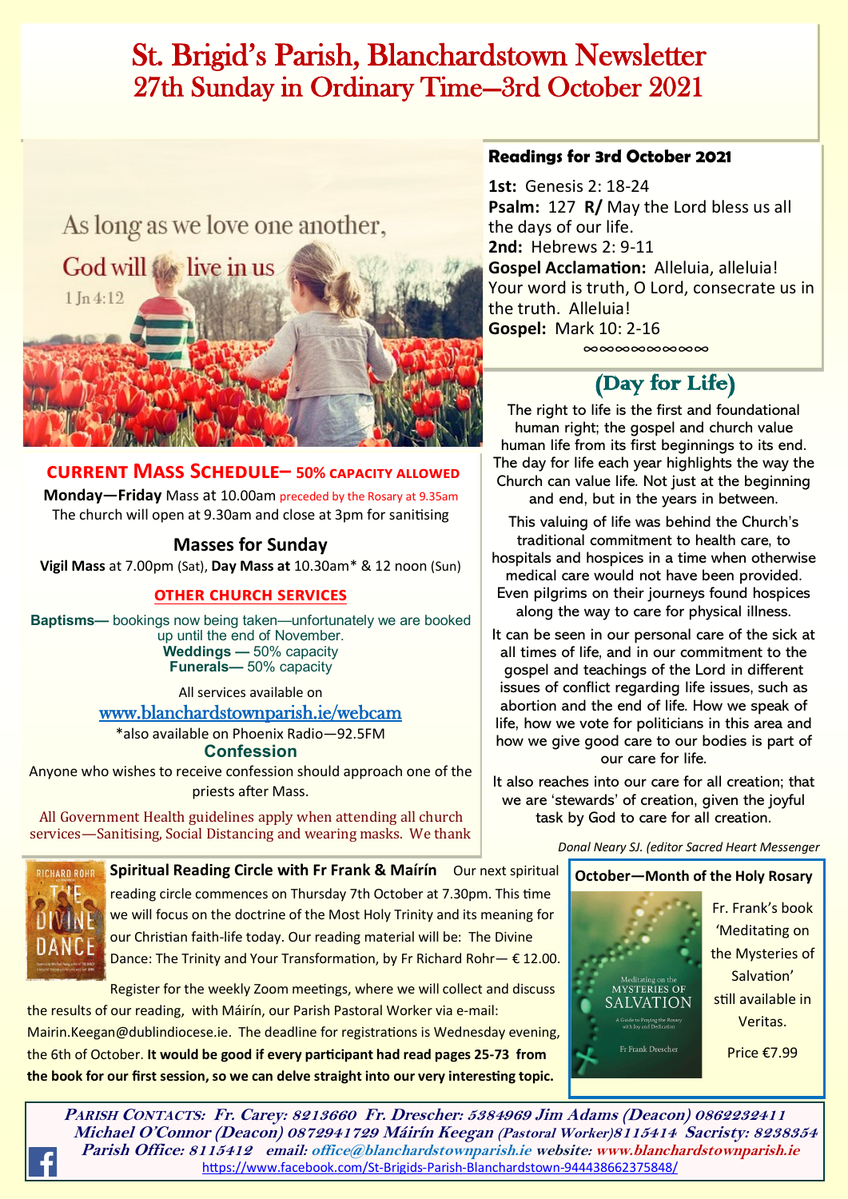# St. Brigid's Parish, Blanchardstown Newsletter
## 27th Sunday in Ordinary Time—3rd October 2021

As long as we love one another, God will live in us
1 Jn 4:12

### CURRENT MASS SCHEDULE– 50% CAPACITY ALLOWED

**Monday—Friday** Mass at 10.00am preceded by the Rosary at 9.35am
The church will open at 9.30am and close at 3pm for sanitising

### Masses for Sunday

**Vigil Mass** at 7.00pm (Sat), **Day Mass at** 10.30am* & 12 noon (Sun)

### OTHER CHURCH SERVICES

**Baptisms—** bookings now being taken—unfortunately we are booked up until the end of November.
**Weddings —** 50% capacity
**Funerals—** 50% capacity

All services available on
www.blanchardstownparish.ie/webcam
*also available on Phoenix Radio—92.5FM

### Confession

Anyone who wishes to receive confession should approach one of the priests after Mass.

All Government Health guidelines apply when attending all church services—Sanitising, Social Distancing and wearing masks. We thank

### Readings for 3rd October 2021

**1st:** Genesis 2: 18-24
**Psalm:** 127 **R/** May the Lord bless us all the days of our life.
**2nd:** Hebrews 2: 9-11
**Gospel Acclamation:** Alleluia, alleluia! Your word is truth, O Lord, consecrate us in the truth. Alleluia!
**Gospel:** Mark 10: 2-16

### (Day for Life)

The right to life is the first and foundational human right; the gospel and church value human life from its first beginnings to its end. The day for life each year highlights the way the Church can value life. Not just at the beginning and end, but in the years in between.

This valuing of life was behind the Church's traditional commitment to health care, to hospitals and hospices in a time when otherwise medical care would not have been provided. Even pilgrims on their journeys found hospices along the way to care for physical illness.

It can be seen in our personal care of the sick at all times of life, and in our commitment to the gospel and teachings of the Lord in different issues of conflict regarding life issues, such as abortion and the end of life. How we speak of life, how we vote for politicians in this area and how we give good care to our bodies is part of our care for life.

It also reaches into our care for all creation; that we are 'stewards' of creation, given the joyful task by God to care for all creation.

*Donal Neary SJ. (editor Sacred Heart Messenger*

### Spiritual Reading Circle with Fr Frank & Máirín

Our next spiritual reading circle commences on Thursday 7th October at 7.30pm. This time we will focus on the doctrine of the Most Holy Trinity and its meaning for our Christian faith-life today. Our reading material will be: The Divine Dance: The Trinity and Your Transformation, by Fr Richard Rohr— € 12.00.

Register for the weekly Zoom meetings, where we will collect and discuss the results of our reading, with Máirín, our Parish Pastoral Worker via e-mail: Mairin.Keegan@dublindiocese.ie. The deadline for registrations is Wednesday evening, the 6th of October. **It would be good if every participant had read pages 25-73 from the book for our first session, so we can delve straight into our very interesting topic.**

### October—Month of the Holy Rosary

Fr. Frank's book 'Meditating on the Mysteries of Salvation' still available in Veritas.

Price €7.99

**Parish Contacts:** *Fr. Carey: 8213660 Fr. Drescher: 5384969 Jim Adams (Deacon) 0862232411 Michael O'Connor (Deacon) 0872941729 Máirín Keegan (Pastoral Worker) 8115414 Sacristy: 8238354 Parish Office: 8115412 email: office@blanchardstownparish.ie website: www.blanchardstownparish.ie*
https://www.facebook.com/St-Brigids-Parish-Blanchardstown-944438662375848/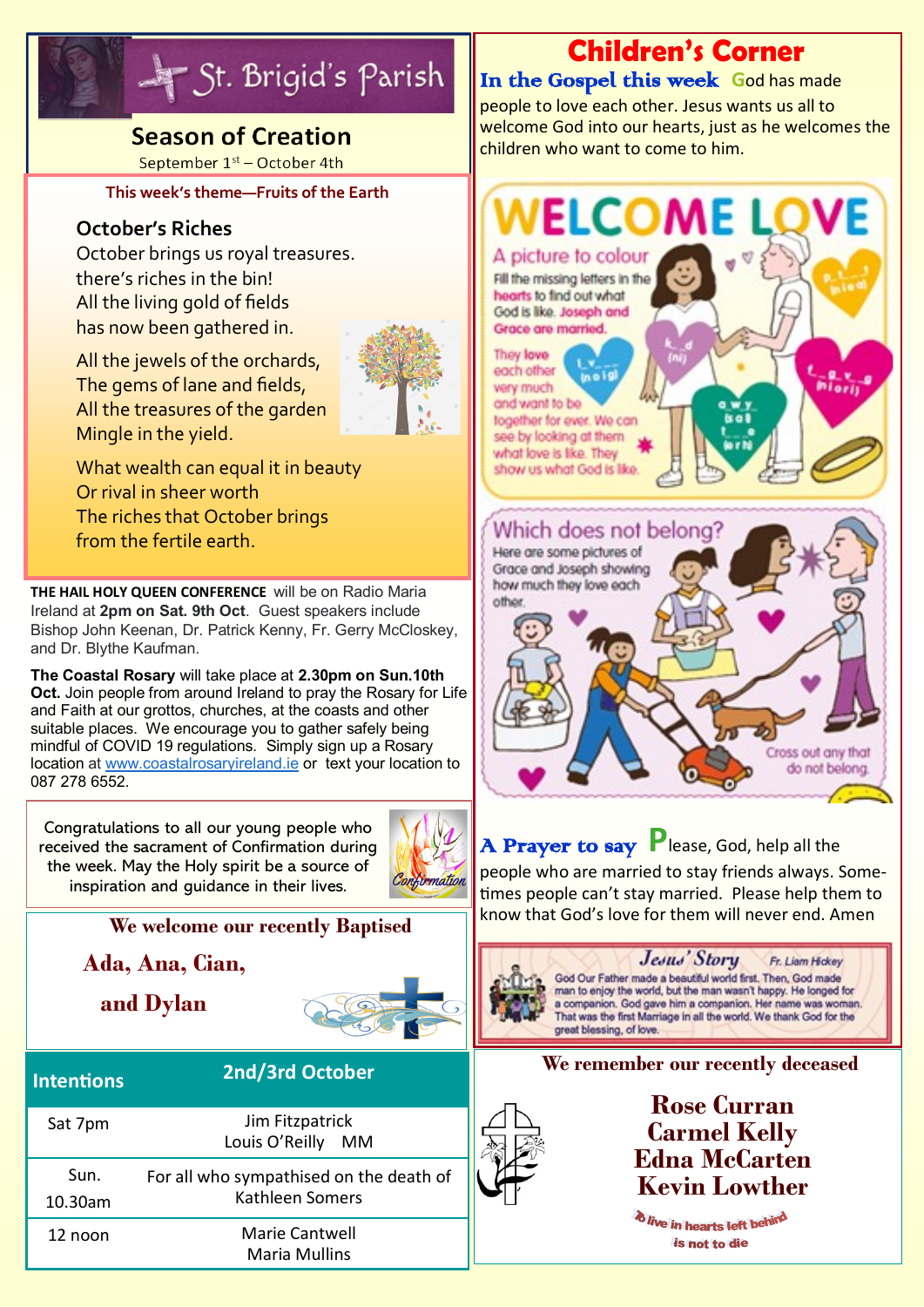# St. Brigid's Parish

## Season of Creation

September 1st – October 4th

**This week's theme—Fruits of the Earth**

### October's Riches

October brings us royal treasures.
there's riches in the bin!
All the living gold of fields
has now been gathered in.

All the jewels of the orchards,
The gems of lane and fields,
All the treasures of the garden
Mingle in the yield.

What wealth can equal it in beauty
Or rival in sheer worth
The riches that October brings
from the fertile earth.

**THE HAIL HOLY QUEEN CONFERENCE** will be on Radio Maria Ireland at **2pm on Sat. 9th Oct**. Guest speakers include Bishop John Keenan, Dr. Patrick Kenny, Fr. Gerry McCloskey, and Dr. Blythe Kaufman.

**The Coastal Rosary** will take place at **2.30pm on Sun.10th Oct.** Join people from around Ireland to pray the Rosary for Life and Faith at our grottos, churches, at the coasts and other suitable places. We encourage you to gather safely being mindful of COVID 19 regulations. Simply sign up a Rosary location at www.coastalrosaryireland.ie or text your location to 087 278 6552.

Congratulations to all our young people who received the sacrament of Confirmation during the week. May the Holy spirit be a source of inspiration and guidance in their lives.

**We welcome our recently Baptised**

**Ada, Ana, Cian,**

**and Dylan**

| **Intentions** | **2nd/3rd October** |
|---|---|
| Sat 7pm | Jim Fitzpatrick<br>Louis O'Reilly MM |
| Sun. 10.30am | For all who sympathised on the death of Kathleen Somers |
| 12 noon | Marie Cantwell<br>Maria Mullins |

## Children's Corner

**In the Gospel this week** God has made people to love each other. Jesus wants us all to welcome God into our hearts, just as he welcomes the children who want to come to him.

**WELCOME LOVE**

A picture to colour

Fill the missing letters in the hearts to find out what God is like. Joseph and Grace are married.

They love each other very much and want to be together for ever. We can see by looking at them what love is like. They show us what God is like.

Which does not belong?

Here are some pictures of Grace and Joseph showing how much they love each other.

Cross out any that do not belong.

**A Prayer to say** Please, God, help all the people who are married to stay friends always. Sometimes people can't stay married. Please help them to know that God's love for them will never end. Amen

*Jesus' Story* — Fr. Liam Hickey

God Our Father made a beautiful world first. Then, God made man to enjoy the world, but the man wasn't happy. He longed for a companion. God gave him a companion. Her name was woman. That was the first Marriage in all the world. We thank God for the great blessing, of love.

**We remember our recently deceased**

**Rose Curran**
**Carmel Kelly**
**Edna McCarten**
**Kevin Lowther**

To live in hearts left behind is not to die